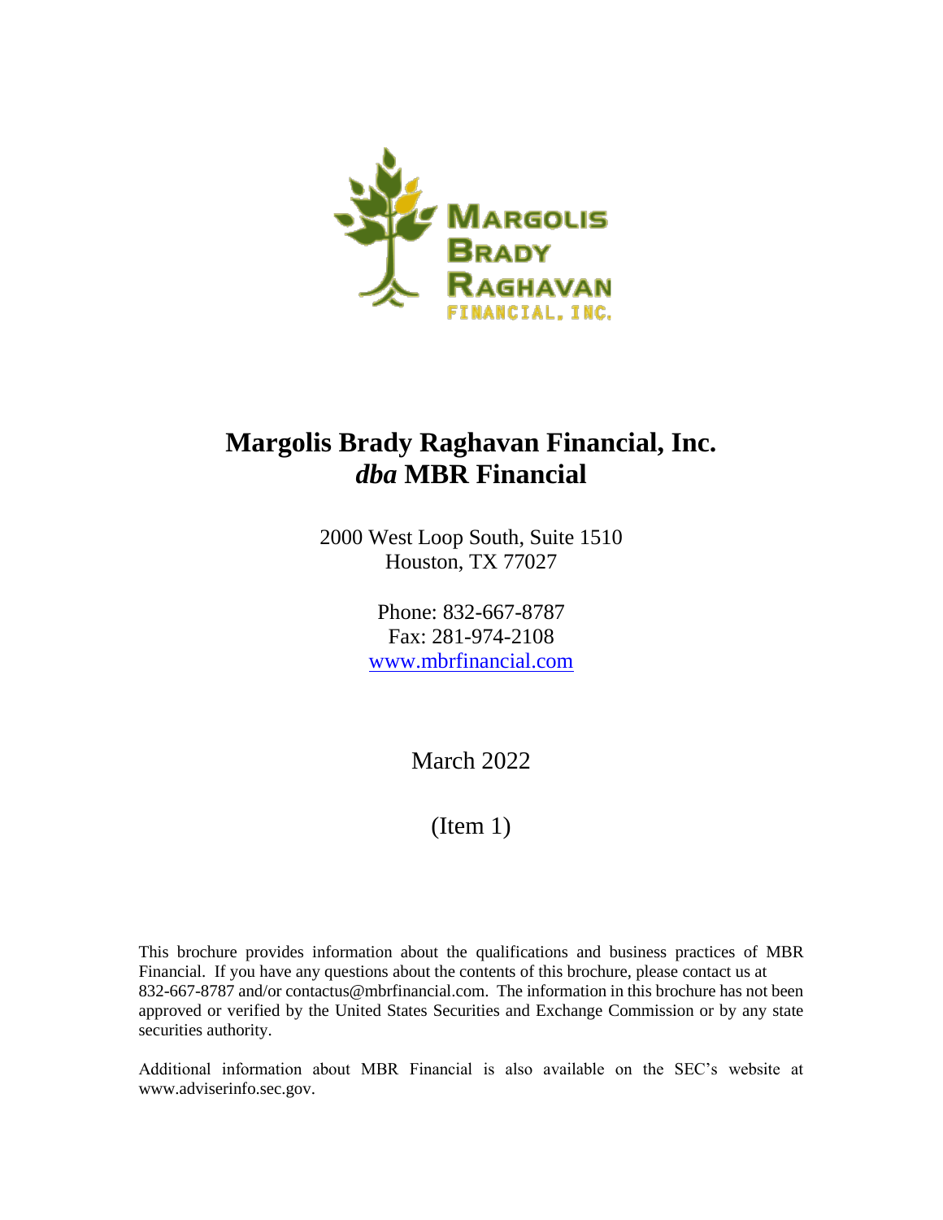# Margolis Brady Raghavan Financial, Inc.
# *dba* MBR Financial

2000 West Loop South, Suite 1510
Houston, TX 77027

Phone: 832-667-8787
Fax: 281-974-2108
www.mbrfinancial.com

March 2022

(Item 1)

This brochure provides information about the qualifications and business practices of MBR Financial. If you have any questions about the contents of this brochure, please contact us at 832-667-8787 and/or contactus@mbrfinancial.com. The information in this brochure has not been approved or verified by the United States Securities and Exchange Commission or by any state securities authority.

Additional information about MBR Financial is also available on the SEC's website at www.adviserinfo.sec.gov.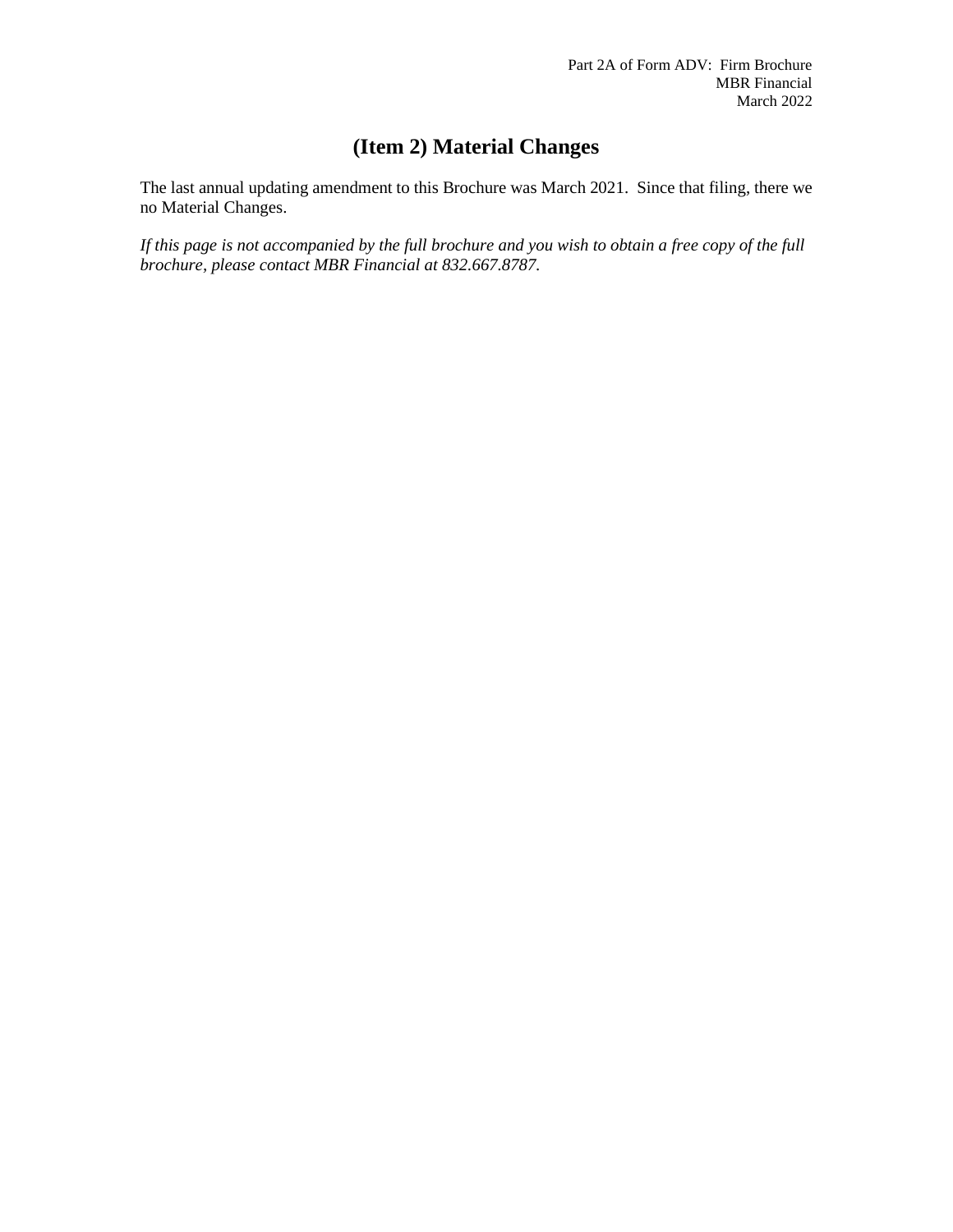# (Item 2) Material Changes

The last annual updating amendment to this Brochure was March 2021. Since that filing, there we no Material Changes.

*If this page is not accompanied by the full brochure and you wish to obtain a free copy of the full brochure, please contact MBR Financial at 832.667.8787.*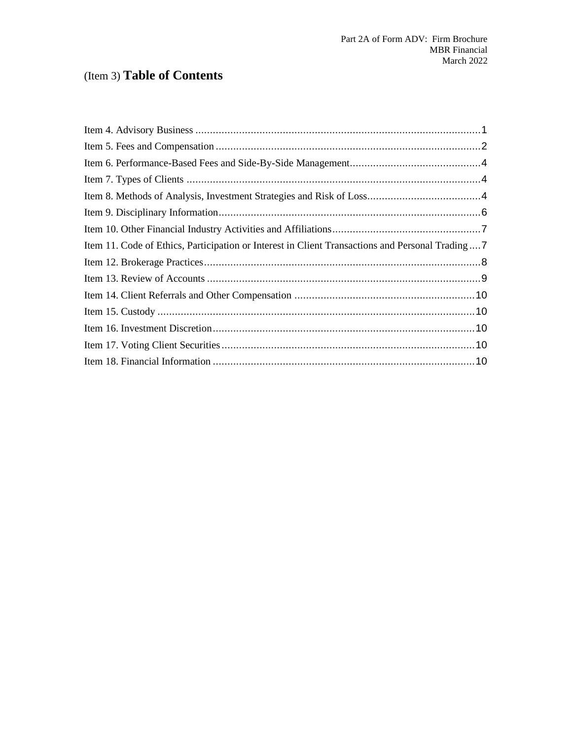# (Item 3) **Table of Contents**

Item 4. Advisory Business .................................................................................................1
Item 5. Fees and Compensation ..........................................................................................2
Item 6. Performance-Based Fees and Side-By-Side Management............................................4
Item 7. Types of Clients ....................................................................................................4
Item 8. Methods of Analysis, Investment Strategies and Risk of Loss.......................................4
Item 9. Disciplinary Information.........................................................................................6
Item 10. Other Financial Industry Activities and Affiliations..................................................7
Item 11. Code of Ethics, Participation or Interest in Client Transactions and Personal Trading....7
Item 12. Brokerage Practices...............................................................................................8
Item 13. Review of Accounts ..............................................................................................9
Item 14. Client Referrals and Other Compensation .............................................................10
Item 15. Custody ............................................................................................................10
Item 16. Investment Discretion..........................................................................................10
Item 17. Voting Client Securities.......................................................................................10
Item 18. Financial Information ..........................................................................................10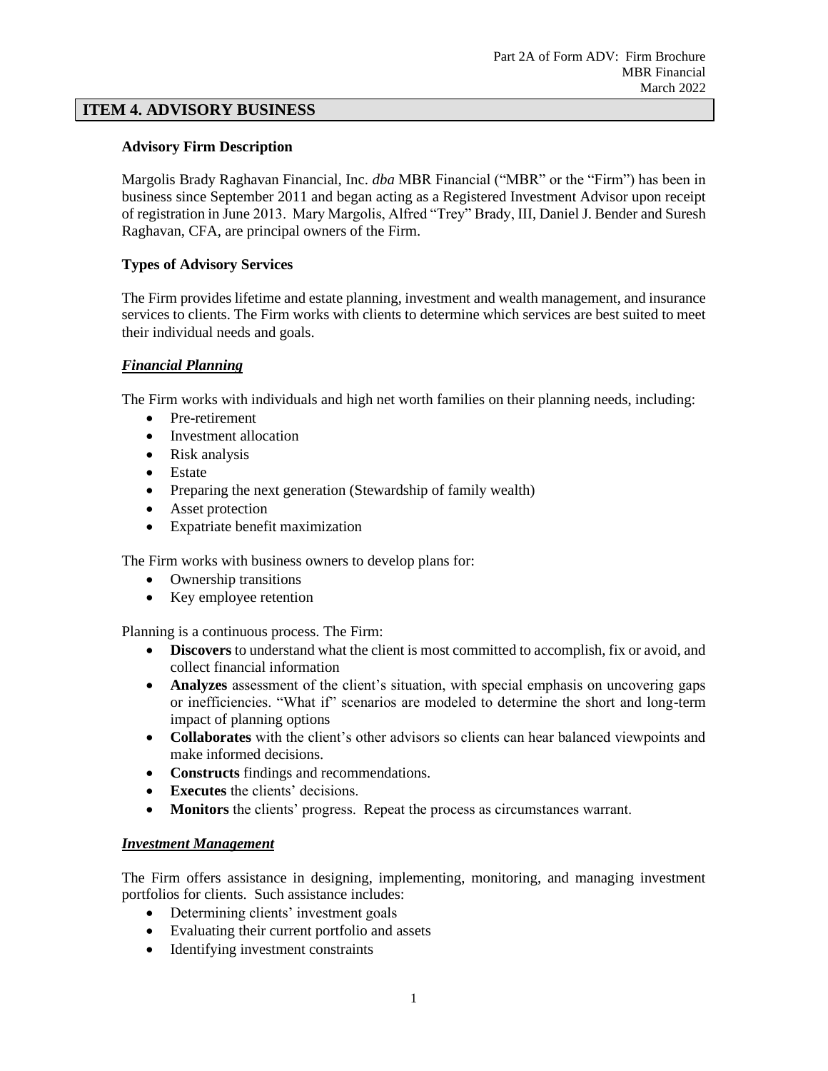## ITEM 4. ADVISORY BUSINESS

**Advisory Firm Description**

Margolis Brady Raghavan Financial, Inc. *dba* MBR Financial ("MBR" or the "Firm") has been in business since September 2011 and began acting as a Registered Investment Advisor upon receipt of registration in June 2013. Mary Margolis, Alfred "Trey" Brady, III, Daniel J. Bender and Suresh Raghavan, CFA, are principal owners of the Firm.

**Types of Advisory Services**

The Firm provides lifetime and estate planning, investment and wealth management, and insurance services to clients. The Firm works with clients to determine which services are best suited to meet their individual needs and goals.

***Financial Planning***

The Firm works with individuals and high net worth families on their planning needs, including:

- Pre-retirement
- Investment allocation
- Risk analysis
- Estate
- Preparing the next generation (Stewardship of family wealth)
- Asset protection
- Expatriate benefit maximization

The Firm works with business owners to develop plans for:

- Ownership transitions
- Key employee retention

Planning is a continuous process. The Firm:

- **Discovers** to understand what the client is most committed to accomplish, fix or avoid, and collect financial information
- **Analyzes** assessment of the client's situation, with special emphasis on uncovering gaps or inefficiencies. "What if" scenarios are modeled to determine the short and long-term impact of planning options
- **Collaborates** with the client's other advisors so clients can hear balanced viewpoints and make informed decisions.
- **Constructs** findings and recommendations.
- **Executes** the clients' decisions.
- **Monitors** the clients' progress. Repeat the process as circumstances warrant.

***Investment Management***

The Firm offers assistance in designing, implementing, monitoring, and managing investment portfolios for clients. Such assistance includes:

- Determining clients' investment goals
- Evaluating their current portfolio and assets
- Identifying investment constraints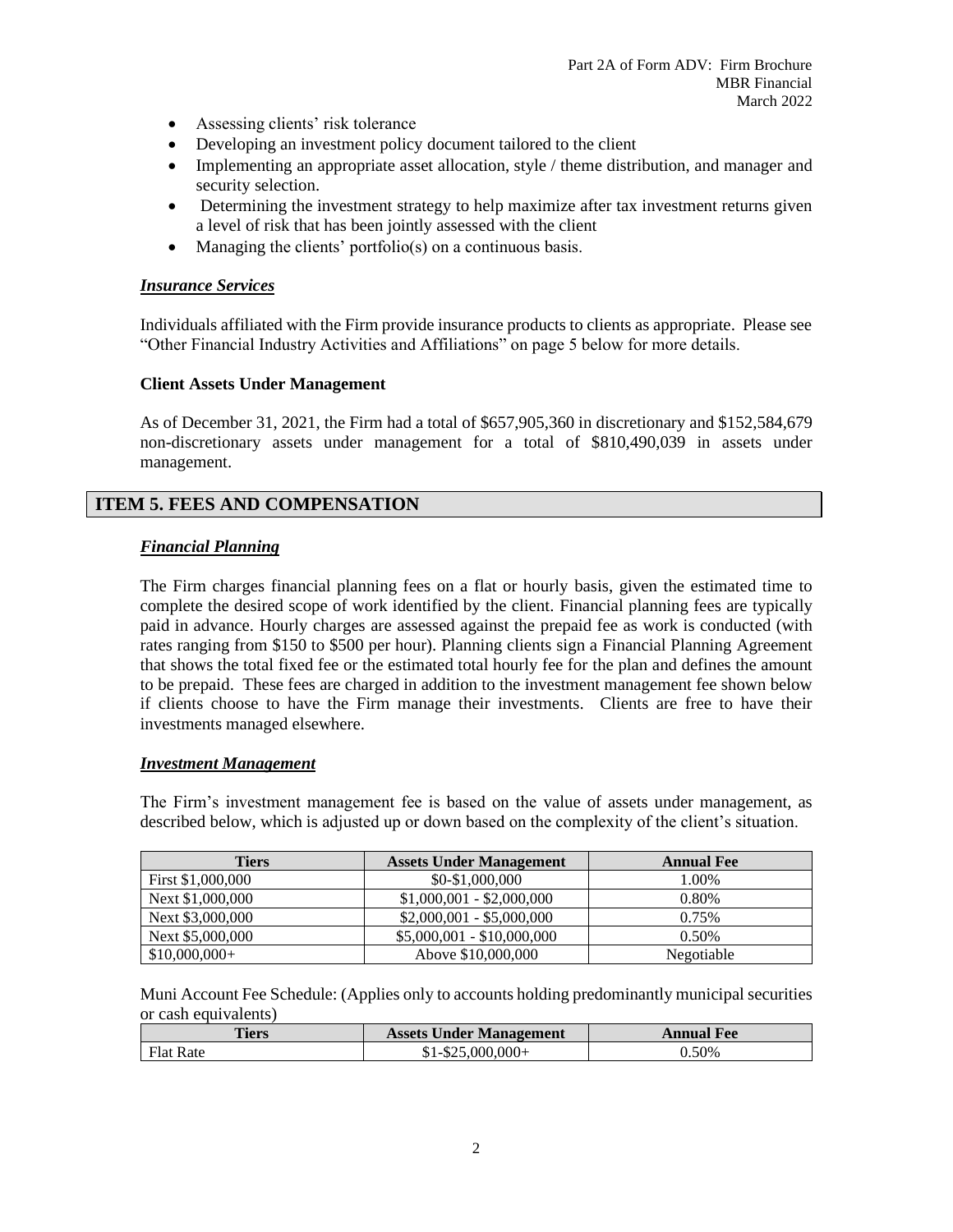- Assessing clients' risk tolerance
- Developing an investment policy document tailored to the client
- Implementing an appropriate asset allocation, style / theme distribution, and manager and security selection.
- Determining the investment strategy to help maximize after tax investment returns given a level of risk that has been jointly assessed with the client
- Managing the clients' portfolio(s) on a continuous basis.

### *Insurance Services*

Individuals affiliated with the Firm provide insurance products to clients as appropriate. Please see "Other Financial Industry Activities and Affiliations" on page 5 below for more details.

**Client Assets Under Management**

As of December 31, 2021, the Firm had a total of $657,905,360 in discretionary and $152,584,679 non-discretionary assets under management for a total of $810,490,039 in assets under management.

## ITEM 5. FEES AND COMPENSATION

### *Financial Planning*

The Firm charges financial planning fees on a flat or hourly basis, given the estimated time to complete the desired scope of work identified by the client. Financial planning fees are typically paid in advance. Hourly charges are assessed against the prepaid fee as work is conducted (with rates ranging from $150 to $500 per hour). Planning clients sign a Financial Planning Agreement that shows the total fixed fee or the estimated total hourly fee for the plan and defines the amount to be prepaid. These fees are charged in addition to the investment management fee shown below if clients choose to have the Firm manage their investments. Clients are free to have their investments managed elsewhere.

### *Investment Management*

The Firm's investment management fee is based on the value of assets under management, as described below, which is adjusted up or down based on the complexity of the client's situation.

| Tiers | Assets Under Management | Annual Fee |
|---|---|---|
| First $1,000,000 | $0-$1,000,000 | 1.00% |
| Next $1,000,000 | $1,000,001 - $2,000,000 | 0.80% |
| Next $3,000,000 | $2,000,001 - $5,000,000 | 0.75% |
| Next $5,000,000 | $5,000,001 - $10,000,000 | 0.50% |
| $10,000,000+ | Above $10,000,000 | Negotiable |

Muni Account Fee Schedule: (Applies only to accounts holding predominantly municipal securities or cash equivalents)

| Tiers | Assets Under Management | Annual Fee |
|---|---|---|
| Flat Rate | $1-$25,000,000+ | 0.50% |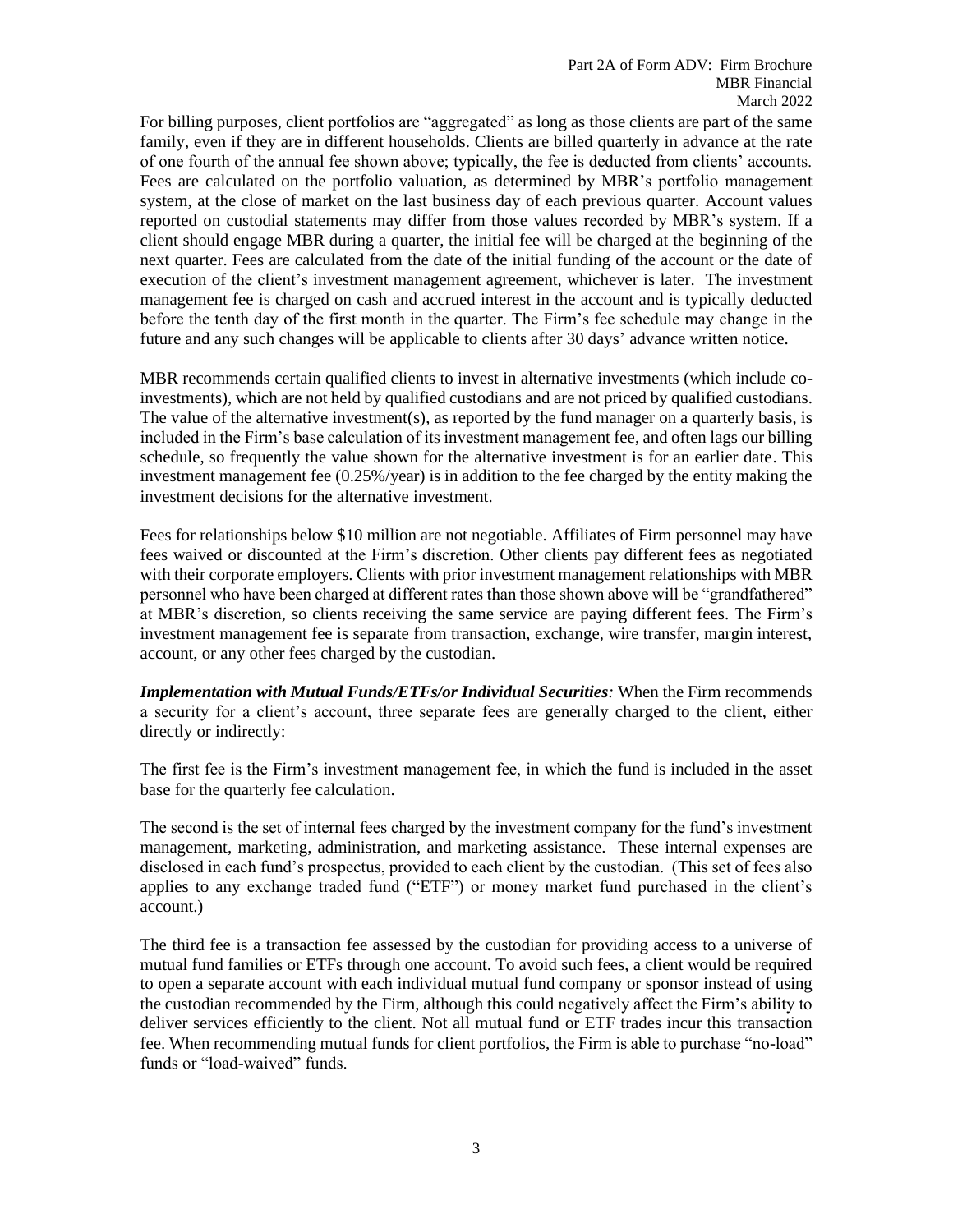For billing purposes, client portfolios are "aggregated" as long as those clients are part of the same family, even if they are in different households. Clients are billed quarterly in advance at the rate of one fourth of the annual fee shown above; typically, the fee is deducted from clients' accounts. Fees are calculated on the portfolio valuation, as determined by MBR's portfolio management system, at the close of market on the last business day of each previous quarter. Account values reported on custodial statements may differ from those values recorded by MBR's system. If a client should engage MBR during a quarter, the initial fee will be charged at the beginning of the next quarter. Fees are calculated from the date of the initial funding of the account or the date of execution of the client's investment management agreement, whichever is later. The investment management fee is charged on cash and accrued interest in the account and is typically deducted before the tenth day of the first month in the quarter. The Firm's fee schedule may change in the future and any such changes will be applicable to clients after 30 days' advance written notice.

MBR recommends certain qualified clients to invest in alternative investments (which include co-investments), which are not held by qualified custodians and are not priced by qualified custodians. The value of the alternative investment(s), as reported by the fund manager on a quarterly basis, is included in the Firm's base calculation of its investment management fee, and often lags our billing schedule, so frequently the value shown for the alternative investment is for an earlier date. This investment management fee (0.25%/year) is in addition to the fee charged by the entity making the investment decisions for the alternative investment.

Fees for relationships below $10 million are not negotiable. Affiliates of Firm personnel may have fees waived or discounted at the Firm's discretion. Other clients pay different fees as negotiated with their corporate employers. Clients with prior investment management relationships with MBR personnel who have been charged at different rates than those shown above will be "grandfathered" at MBR's discretion, so clients receiving the same service are paying different fees. The Firm's investment management fee is separate from transaction, exchange, wire transfer, margin interest, account, or any other fees charged by the custodian.

***Implementation with Mutual Funds/ETFs/or Individual Securities:*** When the Firm recommends a security for a client's account, three separate fees are generally charged to the client, either directly or indirectly:

The first fee is the Firm's investment management fee, in which the fund is included in the asset base for the quarterly fee calculation.

The second is the set of internal fees charged by the investment company for the fund's investment management, marketing, administration, and marketing assistance. These internal expenses are disclosed in each fund's prospectus, provided to each client by the custodian. (This set of fees also applies to any exchange traded fund ("ETF") or money market fund purchased in the client's account.)

The third fee is a transaction fee assessed by the custodian for providing access to a universe of mutual fund families or ETFs through one account. To avoid such fees, a client would be required to open a separate account with each individual mutual fund company or sponsor instead of using the custodian recommended by the Firm, although this could negatively affect the Firm's ability to deliver services efficiently to the client. Not all mutual fund or ETF trades incur this transaction fee. When recommending mutual funds for client portfolios, the Firm is able to purchase "no-load" funds or "load-waived" funds.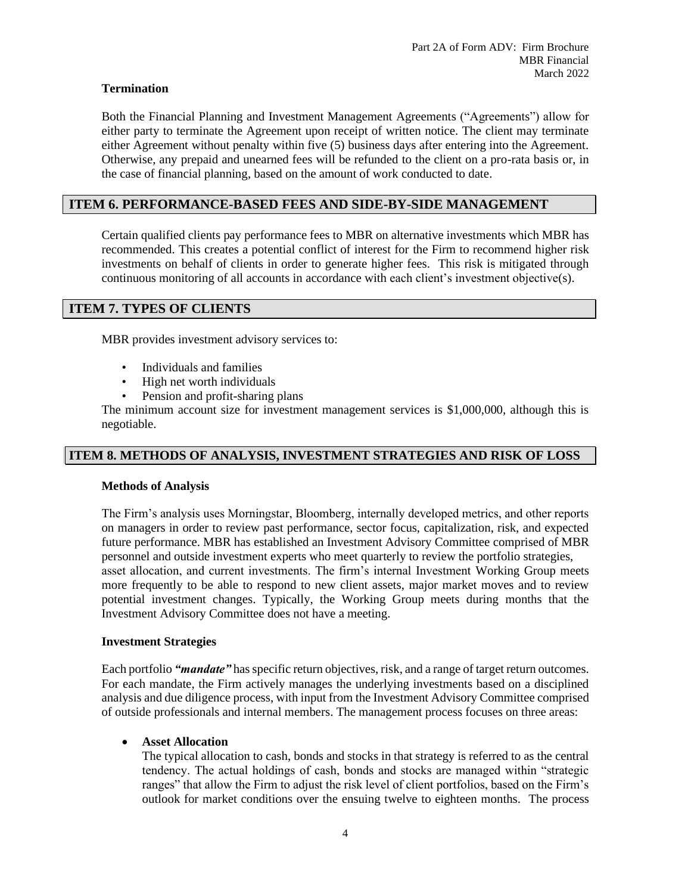### Termination

Both the Financial Planning and Investment Management Agreements ("Agreements") allow for either party to terminate the Agreement upon receipt of written notice. The client may terminate either Agreement without penalty within five (5) business days after entering into the Agreement. Otherwise, any prepaid and unearned fees will be refunded to the client on a pro-rata basis or, in the case of financial planning, based on the amount of work conducted to date.

## ITEM 6. PERFORMANCE-BASED FEES AND SIDE-BY-SIDE MANAGEMENT

Certain qualified clients pay performance fees to MBR on alternative investments which MBR has recommended. This creates a potential conflict of interest for the Firm to recommend higher risk investments on behalf of clients in order to generate higher fees. This risk is mitigated through continuous monitoring of all accounts in accordance with each client's investment objective(s).

## ITEM 7. TYPES OF CLIENTS

MBR provides investment advisory services to:

- Individuals and families
- High net worth individuals
- Pension and profit-sharing plans

The minimum account size for investment management services is $1,000,000, although this is negotiable.

## ITEM 8. METHODS OF ANALYSIS, INVESTMENT STRATEGIES AND RISK OF LOSS

### Methods of Analysis

The Firm's analysis uses Morningstar, Bloomberg, internally developed metrics, and other reports on managers in order to review past performance, sector focus, capitalization, risk, and expected future performance. MBR has established an Investment Advisory Committee comprised of MBR personnel and outside investment experts who meet quarterly to review the portfolio strategies, asset allocation, and current investments. The firm's internal Investment Working Group meets more frequently to be able to respond to new client assets, major market moves and to review potential investment changes. Typically, the Working Group meets during months that the Investment Advisory Committee does not have a meeting.

### Investment Strategies

Each portfolio ***"mandate"*** has specific return objectives, risk, and a range of target return outcomes. For each mandate, the Firm actively manages the underlying investments based on a disciplined analysis and due diligence process, with input from the Investment Advisory Committee comprised of outside professionals and internal members. The management process focuses on three areas:

- **Asset Allocation**
  The typical allocation to cash, bonds and stocks in that strategy is referred to as the central tendency. The actual holdings of cash, bonds and stocks are managed within "strategic ranges" that allow the Firm to adjust the risk level of client portfolios, based on the Firm's outlook for market conditions over the ensuing twelve to eighteen months. The process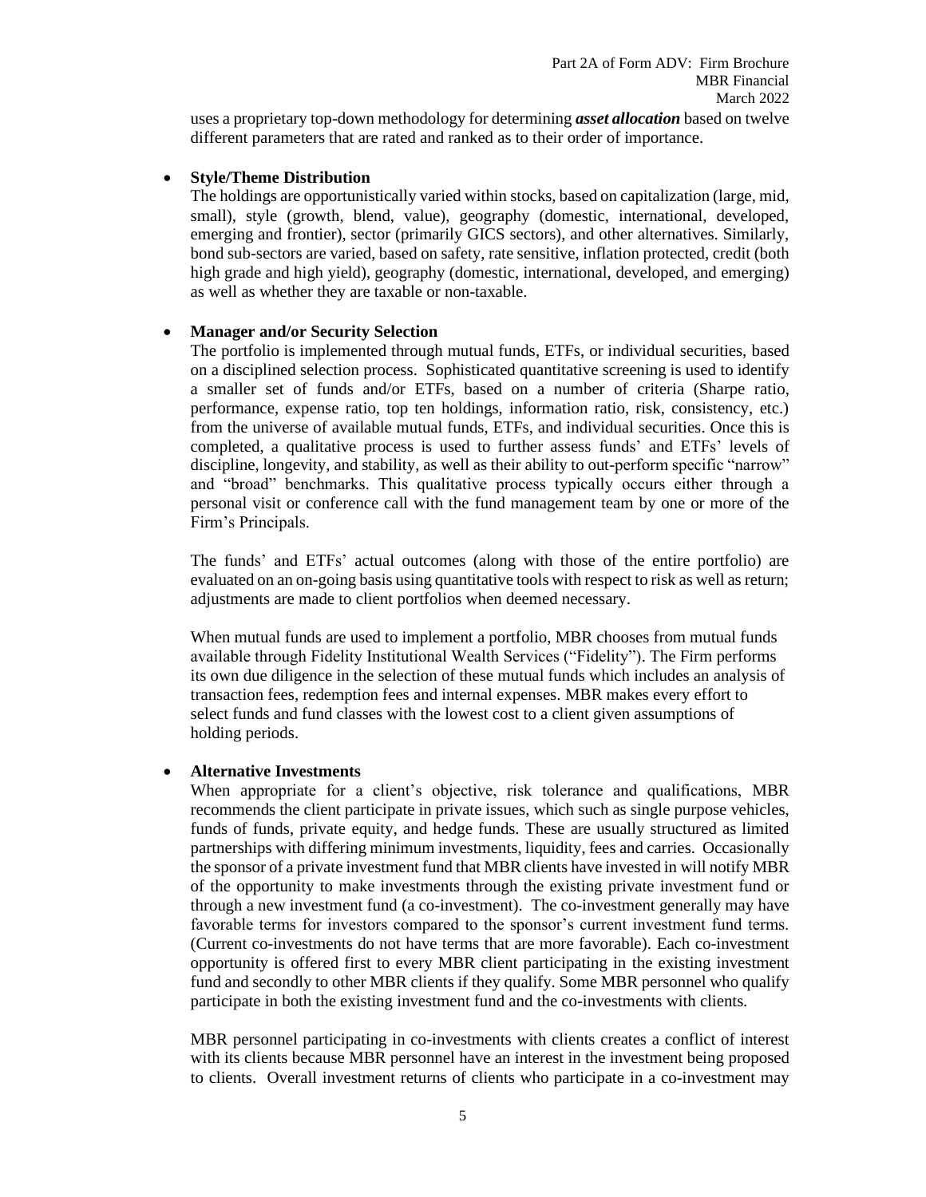uses a proprietary top-down methodology for determining ***asset allocation*** based on twelve different parameters that are rated and ranked as to their order of importance.

- **Style/Theme Distribution**
  The holdings are opportunistically varied within stocks, based on capitalization (large, mid, small), style (growth, blend, value), geography (domestic, international, developed, emerging and frontier), sector (primarily GICS sectors), and other alternatives. Similarly, bond sub-sectors are varied, based on safety, rate sensitive, inflation protected, credit (both high grade and high yield), geography (domestic, international, developed, and emerging) as well as whether they are taxable or non-taxable.

- **Manager and/or Security Selection**
  The portfolio is implemented through mutual funds, ETFs, or individual securities, based on a disciplined selection process. Sophisticated quantitative screening is used to identify a smaller set of funds and/or ETFs, based on a number of criteria (Sharpe ratio, performance, expense ratio, top ten holdings, information ratio, risk, consistency, etc.) from the universe of available mutual funds, ETFs, and individual securities. Once this is completed, a qualitative process is used to further assess funds' and ETFs' levels of discipline, longevity, and stability, as well as their ability to out-perform specific "narrow" and "broad" benchmarks. This qualitative process typically occurs either through a personal visit or conference call with the fund management team by one or more of the Firm's Principals.

  The funds' and ETFs' actual outcomes (along with those of the entire portfolio) are evaluated on an on-going basis using quantitative tools with respect to risk as well as return; adjustments are made to client portfolios when deemed necessary.

  When mutual funds are used to implement a portfolio, MBR chooses from mutual funds available through Fidelity Institutional Wealth Services ("Fidelity"). The Firm performs its own due diligence in the selection of these mutual funds which includes an analysis of transaction fees, redemption fees and internal expenses. MBR makes every effort to select funds and fund classes with the lowest cost to a client given assumptions of holding periods.

- **Alternative Investments**
  When appropriate for a client's objective, risk tolerance and qualifications, MBR recommends the client participate in private issues, which such as single purpose vehicles, funds of funds, private equity, and hedge funds. These are usually structured as limited partnerships with differing minimum investments, liquidity, fees and carries. Occasionally the sponsor of a private investment fund that MBR clients have invested in will notify MBR of the opportunity to make investments through the existing private investment fund or through a new investment fund (a co-investment). The co-investment generally may have favorable terms for investors compared to the sponsor's current investment fund terms. (Current co-investments do not have terms that are more favorable). Each co-investment opportunity is offered first to every MBR client participating in the existing investment fund and secondly to other MBR clients if they qualify. Some MBR personnel who qualify participate in both the existing investment fund and the co-investments with clients.

  MBR personnel participating in co-investments with clients creates a conflict of interest with its clients because MBR personnel have an interest in the investment being proposed to clients. Overall investment returns of clients who participate in a co-investment may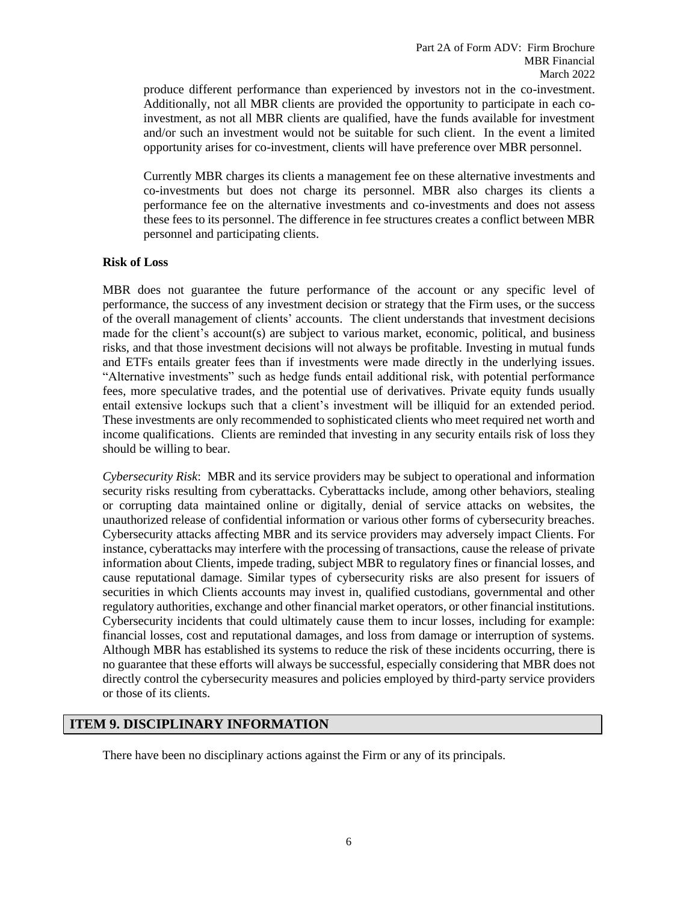produce different performance than experienced by investors not in the co-investment. Additionally, not all MBR clients are provided the opportunity to participate in each co-investment, as not all MBR clients are qualified, have the funds available for investment and/or such an investment would not be suitable for such client. In the event a limited opportunity arises for co-investment, clients will have preference over MBR personnel.

Currently MBR charges its clients a management fee on these alternative investments and co-investments but does not charge its personnel. MBR also charges its clients a performance fee on the alternative investments and co-investments and does not assess these fees to its personnel. The difference in fee structures creates a conflict between MBR personnel and participating clients.

**Risk of Loss**

MBR does not guarantee the future performance of the account or any specific level of performance, the success of any investment decision or strategy that the Firm uses, or the success of the overall management of clients' accounts. The client understands that investment decisions made for the client's account(s) are subject to various market, economic, political, and business risks, and that those investment decisions will not always be profitable. Investing in mutual funds and ETFs entails greater fees than if investments were made directly in the underlying issues. "Alternative investments" such as hedge funds entail additional risk, with potential performance fees, more speculative trades, and the potential use of derivatives. Private equity funds usually entail extensive lockups such that a client's investment will be illiquid for an extended period. These investments are only recommended to sophisticated clients who meet required net worth and income qualifications. Clients are reminded that investing in any security entails risk of loss they should be willing to bear.

*Cybersecurity Risk*: MBR and its service providers may be subject to operational and information security risks resulting from cyberattacks. Cyberattacks include, among other behaviors, stealing or corrupting data maintained online or digitally, denial of service attacks on websites, the unauthorized release of confidential information or various other forms of cybersecurity breaches. Cybersecurity attacks affecting MBR and its service providers may adversely impact Clients. For instance, cyberattacks may interfere with the processing of transactions, cause the release of private information about Clients, impede trading, subject MBR to regulatory fines or financial losses, and cause reputational damage. Similar types of cybersecurity risks are also present for issuers of securities in which Clients accounts may invest in, qualified custodians, governmental and other regulatory authorities, exchange and other financial market operators, or other financial institutions. Cybersecurity incidents that could ultimately cause them to incur losses, including for example: financial losses, cost and reputational damages, and loss from damage or interruption of systems. Although MBR has established its systems to reduce the risk of these incidents occurring, there is no guarantee that these efforts will always be successful, especially considering that MBR does not directly control the cybersecurity measures and policies employed by third-party service providers or those of its clients.

## ITEM 9. DISCIPLINARY INFORMATION

There have been no disciplinary actions against the Firm or any of its principals.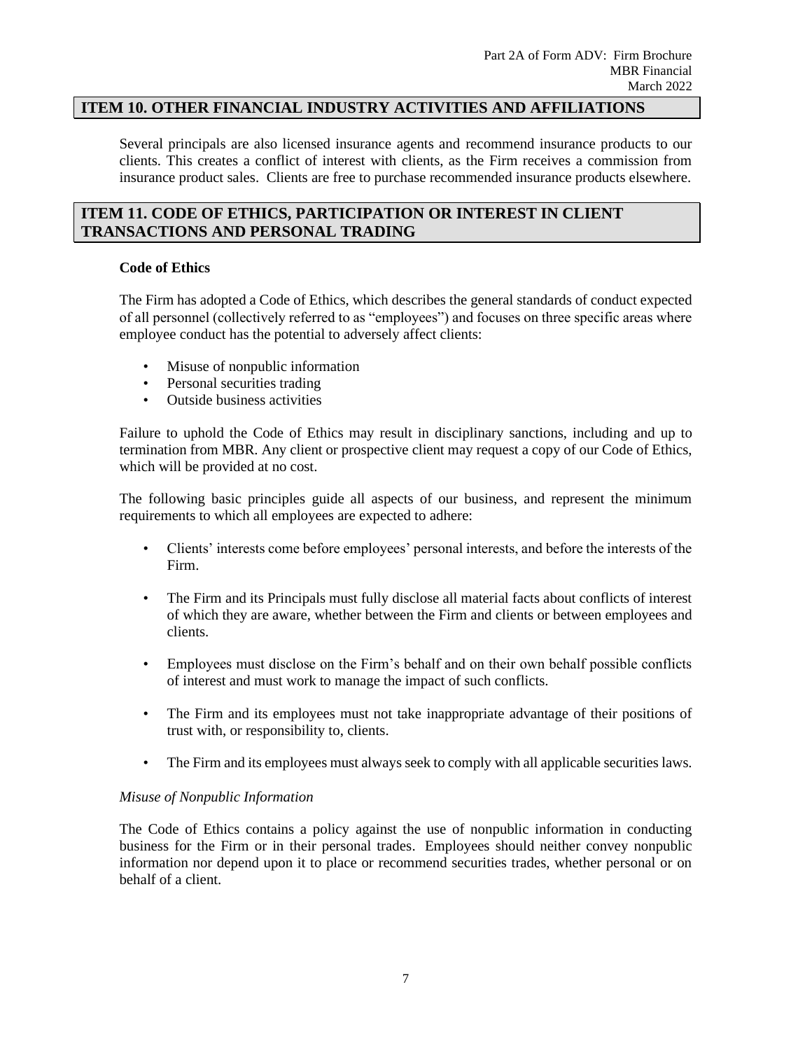## ITEM 10. OTHER FINANCIAL INDUSTRY ACTIVITIES AND AFFILIATIONS

Several principals are also licensed insurance agents and recommend insurance products to our clients. This creates a conflict of interest with clients, as the Firm receives a commission from insurance product sales. Clients are free to purchase recommended insurance products elsewhere.

## ITEM 11. CODE OF ETHICS, PARTICIPATION OR INTEREST IN CLIENT TRANSACTIONS AND PERSONAL TRADING

**Code of Ethics**

The Firm has adopted a Code of Ethics, which describes the general standards of conduct expected of all personnel (collectively referred to as "employees") and focuses on three specific areas where employee conduct has the potential to adversely affect clients:

- Misuse of nonpublic information
- Personal securities trading
- Outside business activities

Failure to uphold the Code of Ethics may result in disciplinary sanctions, including and up to termination from MBR. Any client or prospective client may request a copy of our Code of Ethics, which will be provided at no cost.

The following basic principles guide all aspects of our business, and represent the minimum requirements to which all employees are expected to adhere:

- Clients' interests come before employees' personal interests, and before the interests of the Firm.
- The Firm and its Principals must fully disclose all material facts about conflicts of interest of which they are aware, whether between the Firm and clients or between employees and clients.
- Employees must disclose on the Firm's behalf and on their own behalf possible conflicts of interest and must work to manage the impact of such conflicts.
- The Firm and its employees must not take inappropriate advantage of their positions of trust with, or responsibility to, clients.
- The Firm and its employees must always seek to comply with all applicable securities laws.

*Misuse of Nonpublic Information*

The Code of Ethics contains a policy against the use of nonpublic information in conducting business for the Firm or in their personal trades. Employees should neither convey nonpublic information nor depend upon it to place or recommend securities trades, whether personal or on behalf of a client.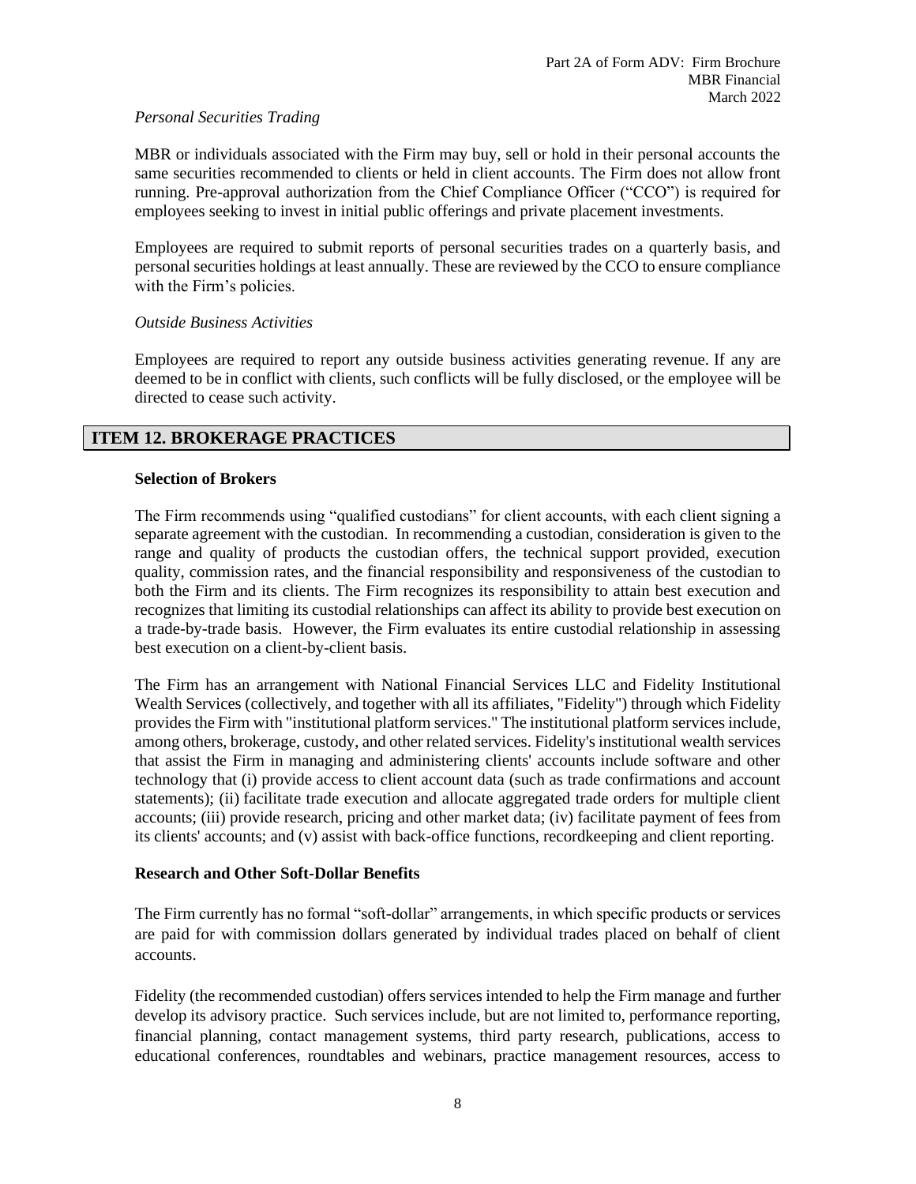*Personal Securities Trading*

MBR or individuals associated with the Firm may buy, sell or hold in their personal accounts the same securities recommended to clients or held in client accounts. The Firm does not allow front running. Pre-approval authorization from the Chief Compliance Officer ("CCO") is required for employees seeking to invest in initial public offerings and private placement investments.

Employees are required to submit reports of personal securities trades on a quarterly basis, and personal securities holdings at least annually. These are reviewed by the CCO to ensure compliance with the Firm's policies.

*Outside Business Activities*

Employees are required to report any outside business activities generating revenue. If any are deemed to be in conflict with clients, such conflicts will be fully disclosed, or the employee will be directed to cease such activity.

## ITEM 12. BROKERAGE PRACTICES

**Selection of Brokers**

The Firm recommends using "qualified custodians" for client accounts, with each client signing a separate agreement with the custodian. In recommending a custodian, consideration is given to the range and quality of products the custodian offers, the technical support provided, execution quality, commission rates, and the financial responsibility and responsiveness of the custodian to both the Firm and its clients. The Firm recognizes its responsibility to attain best execution and recognizes that limiting its custodial relationships can affect its ability to provide best execution on a trade-by-trade basis. However, the Firm evaluates its entire custodial relationship in assessing best execution on a client-by-client basis.

The Firm has an arrangement with National Financial Services LLC and Fidelity Institutional Wealth Services (collectively, and together with all its affiliates, "Fidelity") through which Fidelity provides the Firm with "institutional platform services." The institutional platform services include, among others, brokerage, custody, and other related services. Fidelity's institutional wealth services that assist the Firm in managing and administering clients' accounts include software and other technology that (i) provide access to client account data (such as trade confirmations and account statements); (ii) facilitate trade execution and allocate aggregated trade orders for multiple client accounts; (iii) provide research, pricing and other market data; (iv) facilitate payment of fees from its clients' accounts; and (v) assist with back-office functions, recordkeeping and client reporting.

**Research and Other Soft-Dollar Benefits**

The Firm currently has no formal "soft-dollar" arrangements, in which specific products or services are paid for with commission dollars generated by individual trades placed on behalf of client accounts.

Fidelity (the recommended custodian) offers services intended to help the Firm manage and further develop its advisory practice. Such services include, but are not limited to, performance reporting, financial planning, contact management systems, third party research, publications, access to educational conferences, roundtables and webinars, practice management resources, access to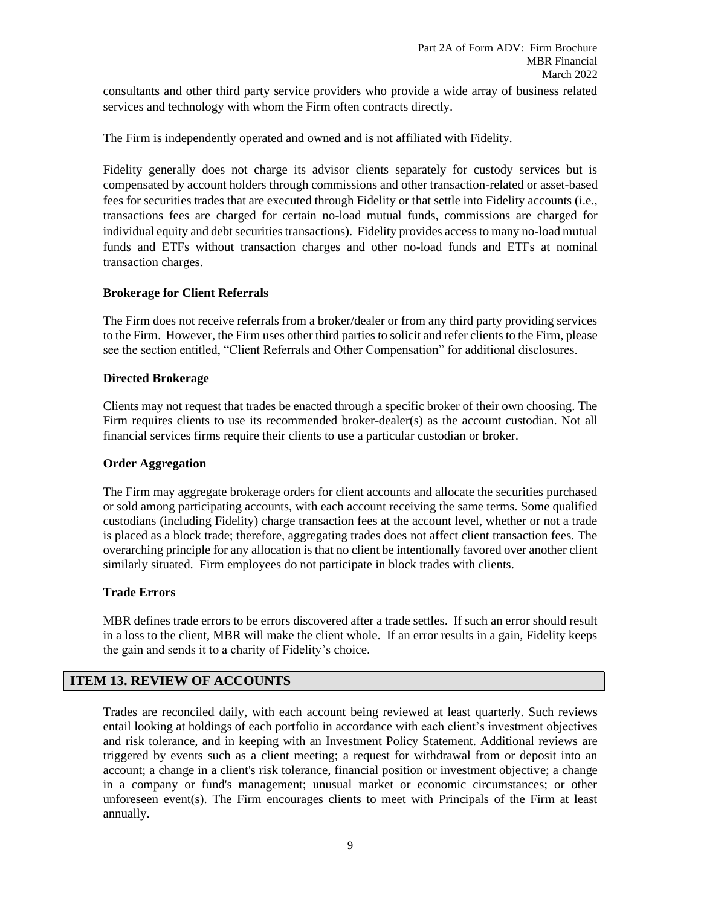consultants and other third party service providers who provide a wide array of business related services and technology with whom the Firm often contracts directly.

The Firm is independently operated and owned and is not affiliated with Fidelity.

Fidelity generally does not charge its advisor clients separately for custody services but is compensated by account holders through commissions and other transaction-related or asset-based fees for securities trades that are executed through Fidelity or that settle into Fidelity accounts (i.e., transactions fees are charged for certain no-load mutual funds, commissions are charged for individual equity and debt securities transactions). Fidelity provides access to many no-load mutual funds and ETFs without transaction charges and other no-load funds and ETFs at nominal transaction charges.

### Brokerage for Client Referrals

The Firm does not receive referrals from a broker/dealer or from any third party providing services to the Firm. However, the Firm uses other third parties to solicit and refer clients to the Firm, please see the section entitled, "Client Referrals and Other Compensation" for additional disclosures.

### Directed Brokerage

Clients may not request that trades be enacted through a specific broker of their own choosing. The Firm requires clients to use its recommended broker-dealer(s) as the account custodian. Not all financial services firms require their clients to use a particular custodian or broker.

### Order Aggregation

The Firm may aggregate brokerage orders for client accounts and allocate the securities purchased or sold among participating accounts, with each account receiving the same terms. Some qualified custodians (including Fidelity) charge transaction fees at the account level, whether or not a trade is placed as a block trade; therefore, aggregating trades does not affect client transaction fees. The overarching principle for any allocation is that no client be intentionally favored over another client similarly situated. Firm employees do not participate in block trades with clients.

### Trade Errors

MBR defines trade errors to be errors discovered after a trade settles. If such an error should result in a loss to the client, MBR will make the client whole. If an error results in a gain, Fidelity keeps the gain and sends it to a charity of Fidelity's choice.

## ITEM 13. REVIEW OF ACCOUNTS

Trades are reconciled daily, with each account being reviewed at least quarterly. Such reviews entail looking at holdings of each portfolio in accordance with each client's investment objectives and risk tolerance, and in keeping with an Investment Policy Statement. Additional reviews are triggered by events such as a client meeting; a request for withdrawal from or deposit into an account; a change in a client's risk tolerance, financial position or investment objective; a change in a company or fund's management; unusual market or economic circumstances; or other unforeseen event(s). The Firm encourages clients to meet with Principals of the Firm at least annually.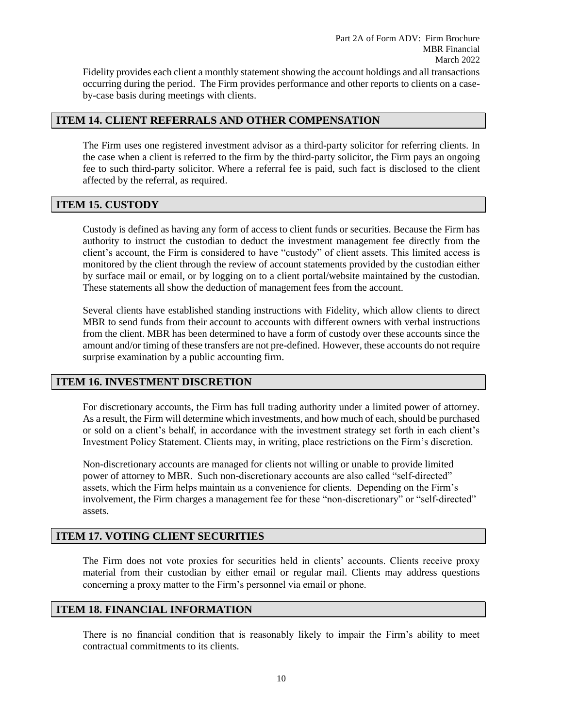Fidelity provides each client a monthly statement showing the account holdings and all transactions occurring during the period. The Firm provides performance and other reports to clients on a case-by-case basis during meetings with clients.

## ITEM 14. CLIENT REFERRALS AND OTHER COMPENSATION

The Firm uses one registered investment advisor as a third-party solicitor for referring clients. In the case when a client is referred to the firm by the third-party solicitor, the Firm pays an ongoing fee to such third-party solicitor. Where a referral fee is paid, such fact is disclosed to the client affected by the referral, as required.

## ITEM 15. CUSTODY

Custody is defined as having any form of access to client funds or securities. Because the Firm has authority to instruct the custodian to deduct the investment management fee directly from the client's account, the Firm is considered to have "custody" of client assets. This limited access is monitored by the client through the review of account statements provided by the custodian either by surface mail or email, or by logging on to a client portal/website maintained by the custodian. These statements all show the deduction of management fees from the account.

Several clients have established standing instructions with Fidelity, which allow clients to direct MBR to send funds from their account to accounts with different owners with verbal instructions from the client. MBR has been determined to have a form of custody over these accounts since the amount and/or timing of these transfers are not pre-defined. However, these accounts do not require surprise examination by a public accounting firm.

## ITEM 16. INVESTMENT DISCRETION

For discretionary accounts, the Firm has full trading authority under a limited power of attorney. As a result, the Firm will determine which investments, and how much of each, should be purchased or sold on a client's behalf, in accordance with the investment strategy set forth in each client's Investment Policy Statement. Clients may, in writing, place restrictions on the Firm's discretion.

Non-discretionary accounts are managed for clients not willing or unable to provide limited power of attorney to MBR. Such non-discretionary accounts are also called "self-directed" assets, which the Firm helps maintain as a convenience for clients. Depending on the Firm's involvement, the Firm charges a management fee for these "non-discretionary" or "self-directed" assets.

## ITEM 17. VOTING CLIENT SECURITIES

The Firm does not vote proxies for securities held in clients' accounts. Clients receive proxy material from their custodian by either email or regular mail. Clients may address questions concerning a proxy matter to the Firm's personnel via email or phone.

## ITEM 18. FINANCIAL INFORMATION

There is no financial condition that is reasonably likely to impair the Firm's ability to meet contractual commitments to its clients.